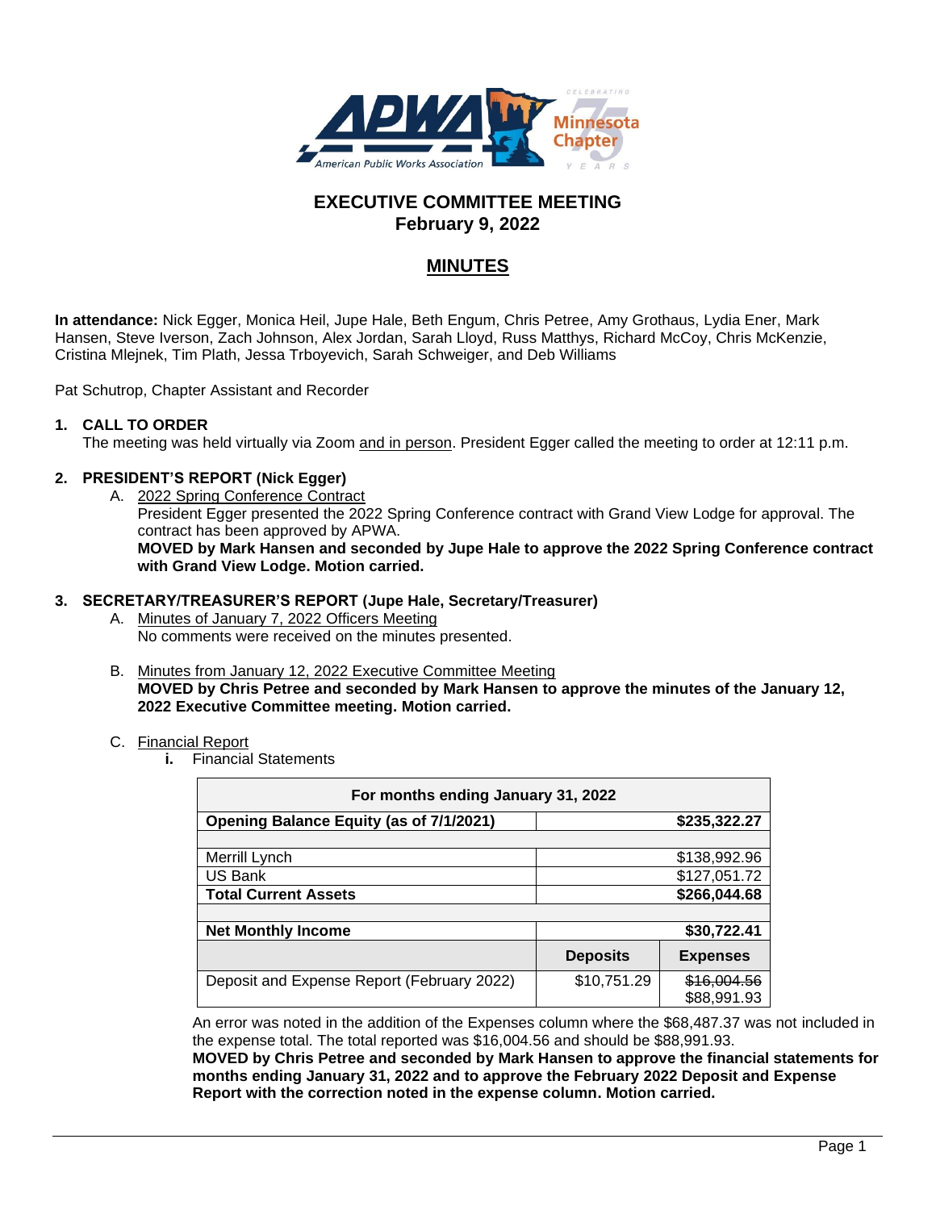# EXECUTIVE COMMITTEE MEETING
## February 9, 2022

## MINUTES

**In attendance:** Nick Egger, Monica Heil, Jupe Hale, Beth Engum, Chris Petree, Amy Grothaus, Lydia Ener, Mark Hansen, Steve Iverson, Zach Johnson, Alex Jordan, Sarah Lloyd, Russ Matthys, Richard McCoy, Chris McKenzie, Cristina Mlejnek, Tim Plath, Jessa Trboyevich, Sarah Schweiger, and Deb Williams

Pat Schutrop, Chapter Assistant and Recorder

### 1. CALL TO ORDER

The meeting was held virtually via Zoom and in person. President Egger called the meeting to order at 12:11 p.m.

### 2. PRESIDENT'S REPORT (Nick Egger)

A. 2022 Spring Conference Contract

President Egger presented the 2022 Spring Conference contract with Grand View Lodge for approval. The contract has been approved by APWA.

**MOVED by Mark Hansen and seconded by Jupe Hale to approve the 2022 Spring Conference contract with Grand View Lodge. Motion carried.**

### 3. SECRETARY/TREASURER'S REPORT (Jupe Hale, Secretary/Treasurer)

A. Minutes of January 7, 2022 Officers Meeting

No comments were received on the minutes presented.

B. Minutes from January 12, 2022 Executive Committee Meeting

**MOVED by Chris Petree and seconded by Mark Hansen to approve the minutes of the January 12, 2022 Executive Committee meeting. Motion carried.**

C. Financial Report

i. Financial Statements

| For months ending January 31, 2022 | | |
|---|---|---|
| **Opening Balance Equity (as of 7/1/2021)** | | **$235,322.27** |
| | | |
| Merrill Lynch | | $138,992.96 |
| US Bank | | $127,051.72 |
| **Total Current Assets** | | **$266,044.68** |
| | | |
| **Net Monthly Income** | | **$30,722.41** |
| | **Deposits** | **Expenses** |
| Deposit and Expense Report (February 2022) | $10,751.29 | ~~$16,004.56~~ $88,991.93 |

An error was noted in the addition of the Expenses column where the $68,487.37 was not included in the expense total. The total reported was $16,004.56 and should be $88,991.93.

**MOVED by Chris Petree and seconded by Mark Hansen to approve the financial statements for months ending January 31, 2022 and to approve the February 2022 Deposit and Expense Report with the correction noted in the expense column. Motion carried.**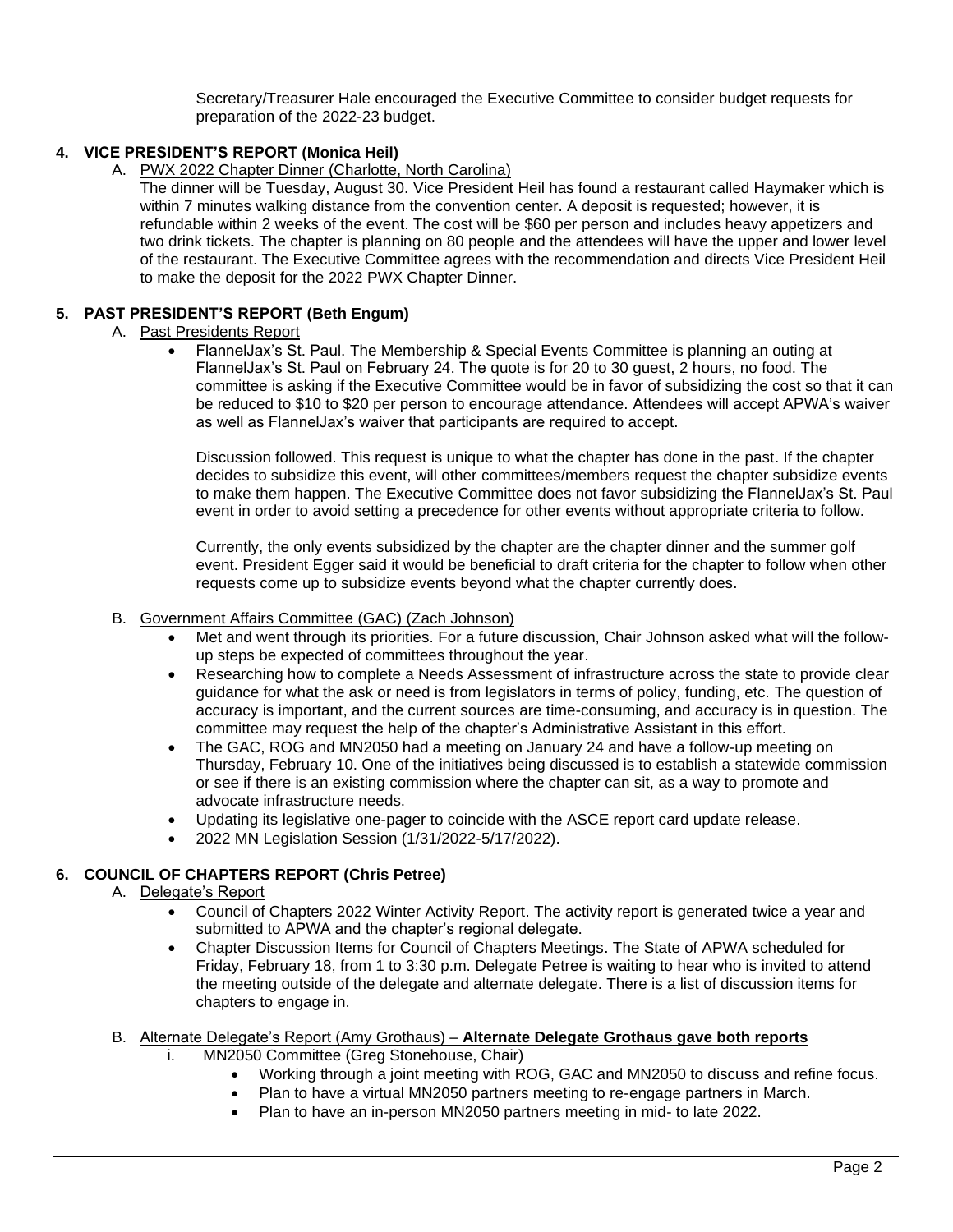Secretary/Treasurer Hale encouraged the Executive Committee to consider budget requests for preparation of the 2022-23 budget.

## 4. VICE PRESIDENT'S REPORT (Monica Heil)

A. PWX 2022 Chapter Dinner (Charlotte, North Carolina)

The dinner will be Tuesday, August 30. Vice President Heil has found a restaurant called Haymaker which is within 7 minutes walking distance from the convention center. A deposit is requested; however, it is refundable within 2 weeks of the event. The cost will be $60 per person and includes heavy appetizers and two drink tickets. The chapter is planning on 80 people and the attendees will have the upper and lower level of the restaurant. The Executive Committee agrees with the recommendation and directs Vice President Heil to make the deposit for the 2022 PWX Chapter Dinner.

## 5. PAST PRESIDENT'S REPORT (Beth Engum)

A. Past Presidents Report

- FlannelJax's St. Paul. The Membership & Special Events Committee is planning an outing at FlannelJax's St. Paul on February 24. The quote is for 20 to 30 guest, 2 hours, no food. The committee is asking if the Executive Committee would be in favor of subsidizing the cost so that it can be reduced to $10 to $20 per person to encourage attendance. Attendees will accept APWA's waiver as well as FlannelJax's waiver that participants are required to accept.

  Discussion followed. This request is unique to what the chapter has done in the past. If the chapter decides to subsidize this event, will other committees/members request the chapter subsidize events to make them happen. The Executive Committee does not favor subsidizing the FlannelJax's St. Paul event in order to avoid setting a precedence for other events without appropriate criteria to follow.

  Currently, the only events subsidized by the chapter are the chapter dinner and the summer golf event. President Egger said it would be beneficial to draft criteria for the chapter to follow when other requests come up to subsidize events beyond what the chapter currently does.

B. Government Affairs Committee (GAC) (Zach Johnson)

- Met and went through its priorities. For a future discussion, Chair Johnson asked what will the follow-up steps be expected of committees throughout the year.
- Researching how to complete a Needs Assessment of infrastructure across the state to provide clear guidance for what the ask or need is from legislators in terms of policy, funding, etc. The question of accuracy is important, and the current sources are time-consuming, and accuracy is in question. The committee may request the help of the chapter's Administrative Assistant in this effort.
- The GAC, ROG and MN2050 had a meeting on January 24 and have a follow-up meeting on Thursday, February 10. One of the initiatives being discussed is to establish a statewide commission or see if there is an existing commission where the chapter can sit, as a way to promote and advocate infrastructure needs.
- Updating its legislative one-pager to coincide with the ASCE report card update release.
- 2022 MN Legislation Session (1/31/2022-5/17/2022).

## 6. COUNCIL OF CHAPTERS REPORT (Chris Petree)

A. Delegate's Report

- Council of Chapters 2022 Winter Activity Report. The activity report is generated twice a year and submitted to APWA and the chapter's regional delegate.
- Chapter Discussion Items for Council of Chapters Meetings. The State of APWA scheduled for Friday, February 18, from 1 to 3:30 p.m. Delegate Petree is waiting to hear who is invited to attend the meeting outside of the delegate and alternate delegate. There is a list of discussion items for chapters to engage in.

B. Alternate Delegate's Report (Amy Grothaus) – **Alternate Delegate Grothaus gave both reports**

i. MN2050 Committee (Greg Stonehouse, Chair)

- Working through a joint meeting with ROG, GAC and MN2050 to discuss and refine focus.
- Plan to have a virtual MN2050 partners meeting to re-engage partners in March.
- Plan to have an in-person MN2050 partners meeting in mid- to late 2022.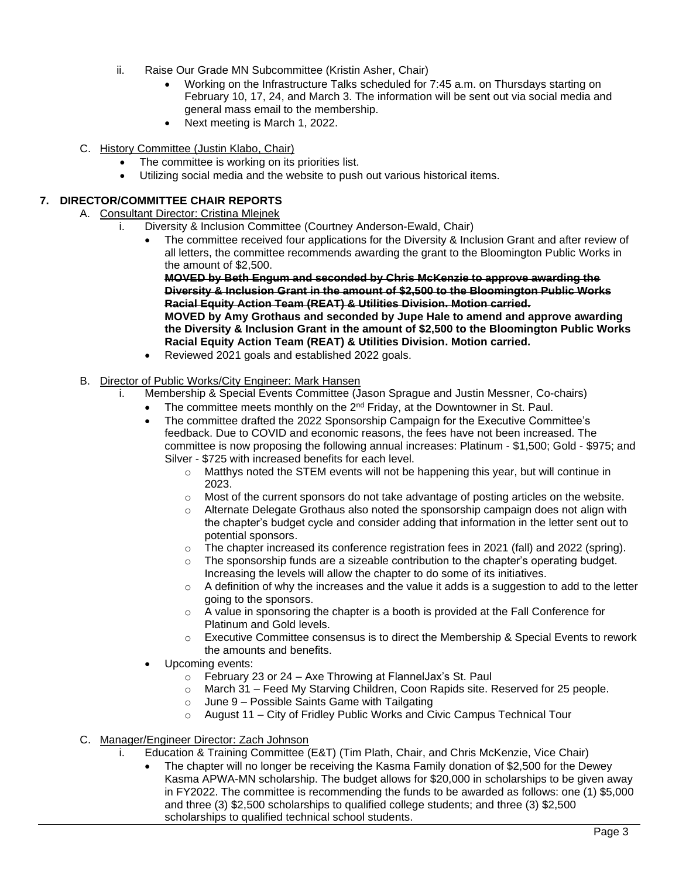ii. Raise Our Grade MN Subcommittee (Kristin Asher, Chair)
   - Working on the Infrastructure Talks scheduled for 7:45 a.m. on Thursdays starting on February 10, 17, 24, and March 3. The information will be sent out via social media and general mass email to the membership.
   - Next meeting is March 1, 2022.

C. History Committee (Justin Klabo, Chair)
   - The committee is working on its priorities list.
   - Utilizing social media and the website to push out various historical items.

## 7. DIRECTOR/COMMITTEE CHAIR REPORTS

A. Consultant Director: Cristina Mlejnek

i. Diversity & Inclusion Committee (Courtney Anderson-Ewald, Chair)
   - The committee received four applications for the Diversity & Inclusion Grant and after review of all letters, the committee recommends awarding the grant to the Bloomington Public Works in the amount of $2,500.
     ~~**MOVED by Beth Engum and seconded by Chris McKenzie to approve awarding the Diversity & Inclusion Grant in the amount of $2,500 to the Bloomington Public Works Racial Equity Action Team (REAT) & Utilities Division. Motion carried.**~~
     **MOVED by Amy Grothaus and seconded by Jupe Hale to amend and approve awarding the Diversity & Inclusion Grant in the amount of $2,500 to the Bloomington Public Works Racial Equity Action Team (REAT) & Utilities Division. Motion carried.**
   - Reviewed 2021 goals and established 2022 goals.

B. Director of Public Works/City Engineer: Mark Hansen

i. Membership & Special Events Committee (Jason Sprague and Justin Messner, Co-chairs)
   - The committee meets monthly on the 2nd Friday, at the Downtowner in St. Paul.
   - The committee drafted the 2022 Sponsorship Campaign for the Executive Committee's feedback. Due to COVID and economic reasons, the fees have not been increased. The committee is now proposing the following annual increases: Platinum - $1,500; Gold - $975; and Silver - $725 with increased benefits for each level.
     - Matthys noted the STEM events will not be happening this year, but will continue in 2023.
     - Most of the current sponsors do not take advantage of posting articles on the website.
     - Alternate Delegate Grothaus also noted the sponsorship campaign does not align with the chapter's budget cycle and consider adding that information in the letter sent out to potential sponsors.
     - The chapter increased its conference registration fees in 2021 (fall) and 2022 (spring).
     - The sponsorship funds are a sizeable contribution to the chapter's operating budget. Increasing the levels will allow the chapter to do some of its initiatives.
     - A definition of why the increases and the value it adds is a suggestion to add to the letter going to the sponsors.
     - A value in sponsoring the chapter is a booth is provided at the Fall Conference for Platinum and Gold levels.
     - Executive Committee consensus is to direct the Membership & Special Events to rework the amounts and benefits.
   - Upcoming events:
     - February 23 or 24 – Axe Throwing at FlannelJax's St. Paul
     - March 31 – Feed My Starving Children, Coon Rapids site. Reserved for 25 people.
     - June 9 – Possible Saints Game with Tailgating
     - August 11 – City of Fridley Public Works and Civic Campus Technical Tour

C. Manager/Engineer Director: Zach Johnson

i. Education & Training Committee (E&T) (Tim Plath, Chair, and Chris McKenzie, Vice Chair)
   - The chapter will no longer be receiving the Kasma Family donation of $2,500 for the Dewey Kasma APWA-MN scholarship. The budget allows for $20,000 in scholarships to be given away in FY2022. The committee is recommending the funds to be awarded as follows: one (1) $5,000 and three (3) $2,500 scholarships to qualified college students; and three (3) $2,500 scholarships to qualified technical school students.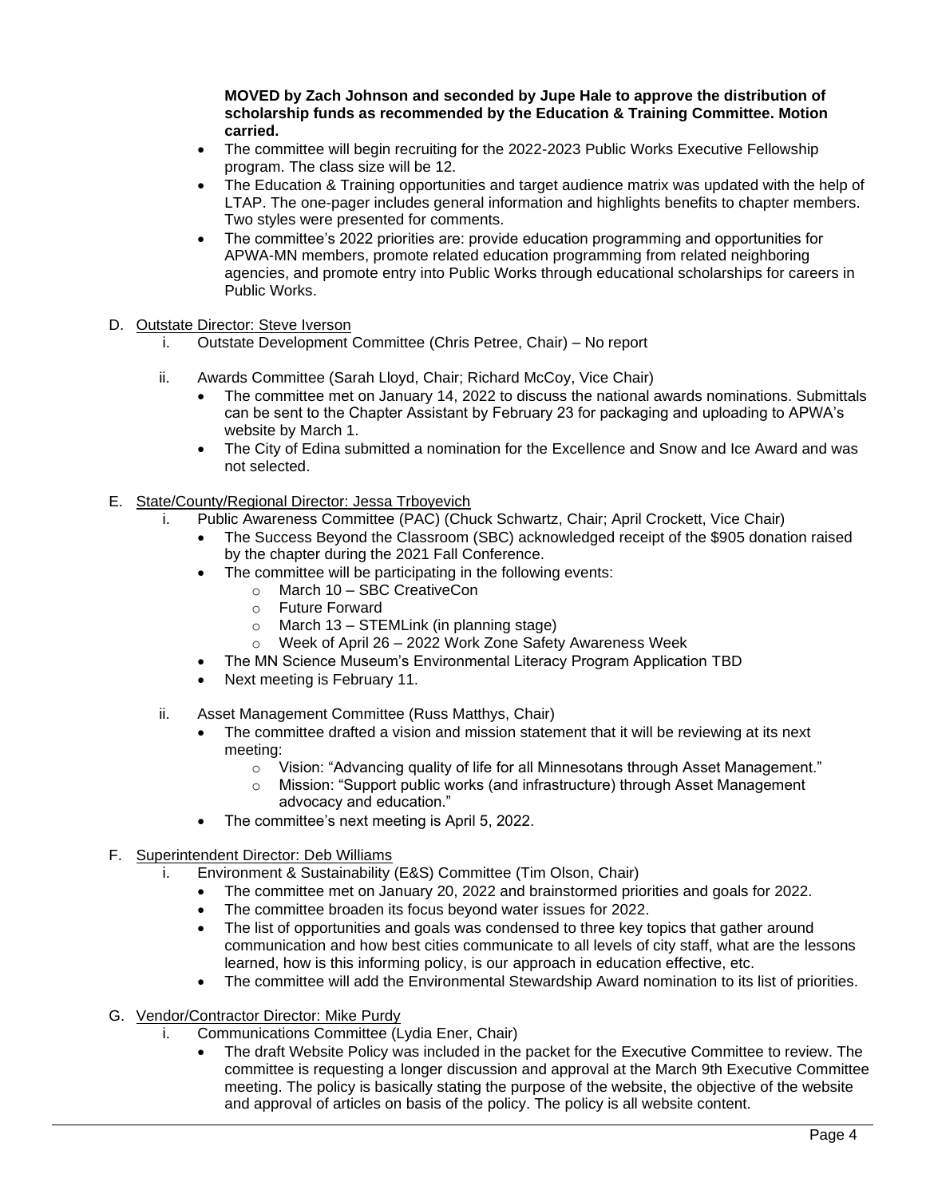**MOVED by Zach Johnson and seconded by Jupe Hale to approve the distribution of scholarship funds as recommended by the Education & Training Committee. Motion carried.**

- The committee will begin recruiting for the 2022-2023 Public Works Executive Fellowship program. The class size will be 12.
- The Education & Training opportunities and target audience matrix was updated with the help of LTAP. The one-pager includes general information and highlights benefits to chapter members. Two styles were presented for comments.
- The committee's 2022 priorities are: provide education programming and opportunities for APWA-MN members, promote related education programming from related neighboring agencies, and promote entry into Public Works through educational scholarships for careers in Public Works.

D. Outstate Director: Steve Iverson

  i. Outstate Development Committee (Chris Petree, Chair) – No report

  ii. Awards Committee (Sarah Lloyd, Chair; Richard McCoy, Vice Chair)
  - The committee met on January 14, 2022 to discuss the national awards nominations. Submittals can be sent to the Chapter Assistant by February 23 for packaging and uploading to APWA's website by March 1.
  - The City of Edina submitted a nomination for the Excellence and Snow and Ice Award and was not selected.

E. State/County/Regional Director: Jessa Trboyevich

  i. Public Awareness Committee (PAC) (Chuck Schwartz, Chair; April Crockett, Vice Chair)
  - The Success Beyond the Classroom (SBC) acknowledged receipt of the $905 donation raised by the chapter during the 2021 Fall Conference.
  - The committee will be participating in the following events:
    - March 10 – SBC CreativeCon
    - Future Forward
    - March 13 – STEMLink (in planning stage)
    - Week of April 26 – 2022 Work Zone Safety Awareness Week
  - The MN Science Museum's Environmental Literacy Program Application TBD
  - Next meeting is February 11.

  ii. Asset Management Committee (Russ Matthys, Chair)
  - The committee drafted a vision and mission statement that it will be reviewing at its next meeting:
    - Vision: "Advancing quality of life for all Minnesotans through Asset Management."
    - Mission: "Support public works (and infrastructure) through Asset Management advocacy and education."
  - The committee's next meeting is April 5, 2022.

F. Superintendent Director: Deb Williams

  i. Environment & Sustainability (E&S) Committee (Tim Olson, Chair)
  - The committee met on January 20, 2022 and brainstormed priorities and goals for 2022.
  - The committee broaden its focus beyond water issues for 2022.
  - The list of opportunities and goals was condensed to three key topics that gather around communication and how best cities communicate to all levels of city staff, what are the lessons learned, how is this informing policy, is our approach in education effective, etc.
  - The committee will add the Environmental Stewardship Award nomination to its list of priorities.

G. Vendor/Contractor Director: Mike Purdy

  i. Communications Committee (Lydia Ener, Chair)
  - The draft Website Policy was included in the packet for the Executive Committee to review. The committee is requesting a longer discussion and approval at the March 9th Executive Committee meeting. The policy is basically stating the purpose of the website, the objective of the website and approval of articles on basis of the policy. The policy is all website content.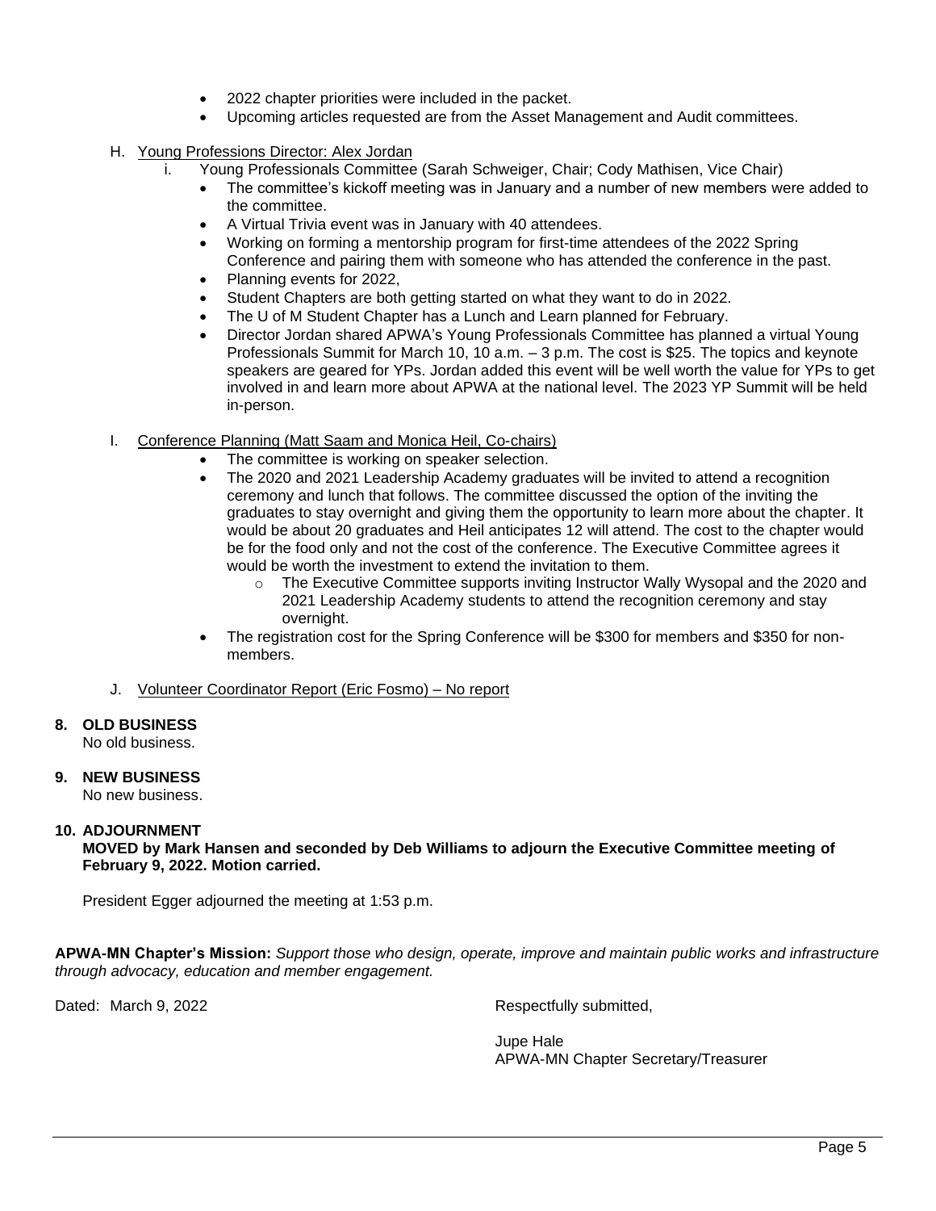- 2022 chapter priorities were included in the packet.
- Upcoming articles requested are from the Asset Management and Audit committees.

H. Young Professions Director: Alex Jordan

i. Young Professionals Committee (Sarah Schweiger, Chair; Cody Mathisen, Vice Chair)

- The committee's kickoff meeting was in January and a number of new members were added to the committee.
- A Virtual Trivia event was in January with 40 attendees.
- Working on forming a mentorship program for first-time attendees of the 2022 Spring Conference and pairing them with someone who has attended the conference in the past.
- Planning events for 2022,
- Student Chapters are both getting started on what they want to do in 2022.
- The U of M Student Chapter has a Lunch and Learn planned for February.
- Director Jordan shared APWA's Young Professionals Committee has planned a virtual Young Professionals Summit for March 10, 10 a.m. – 3 p.m. The cost is $25. The topics and keynote speakers are geared for YPs. Jordan added this event will be well worth the value for YPs to get involved in and learn more about APWA at the national level. The 2023 YP Summit will be held in-person.

I. Conference Planning (Matt Saam and Monica Heil, Co-chairs)

- The committee is working on speaker selection.
- The 2020 and 2021 Leadership Academy graduates will be invited to attend a recognition ceremony and lunch that follows. The committee discussed the option of the inviting the graduates to stay overnight and giving them the opportunity to learn more about the chapter. It would be about 20 graduates and Heil anticipates 12 will attend. The cost to the chapter would be for the food only and not the cost of the conference. The Executive Committee agrees it would be worth the investment to extend the invitation to them.
  - The Executive Committee supports inviting Instructor Wally Wysopal and the 2020 and 2021 Leadership Academy students to attend the recognition ceremony and stay overnight.
- The registration cost for the Spring Conference will be $300 for members and $350 for non-members.

J. Volunteer Coordinator Report (Eric Fosmo) – No report

**8. OLD BUSINESS**

No old business.

**9. NEW BUSINESS**

No new business.

**10. ADJOURNMENT**

**MOVED by Mark Hansen and seconded by Deb Williams to adjourn the Executive Committee meeting of February 9, 2022. Motion carried.**

President Egger adjourned the meeting at 1:53 p.m.

**APWA-MN Chapter's Mission:** *Support those who design, operate, improve and maintain public works and infrastructure through advocacy, education and member engagement.*

Dated: March 9, 2022

Respectfully submitted,

Jupe Hale
APWA-MN Chapter Secretary/Treasurer